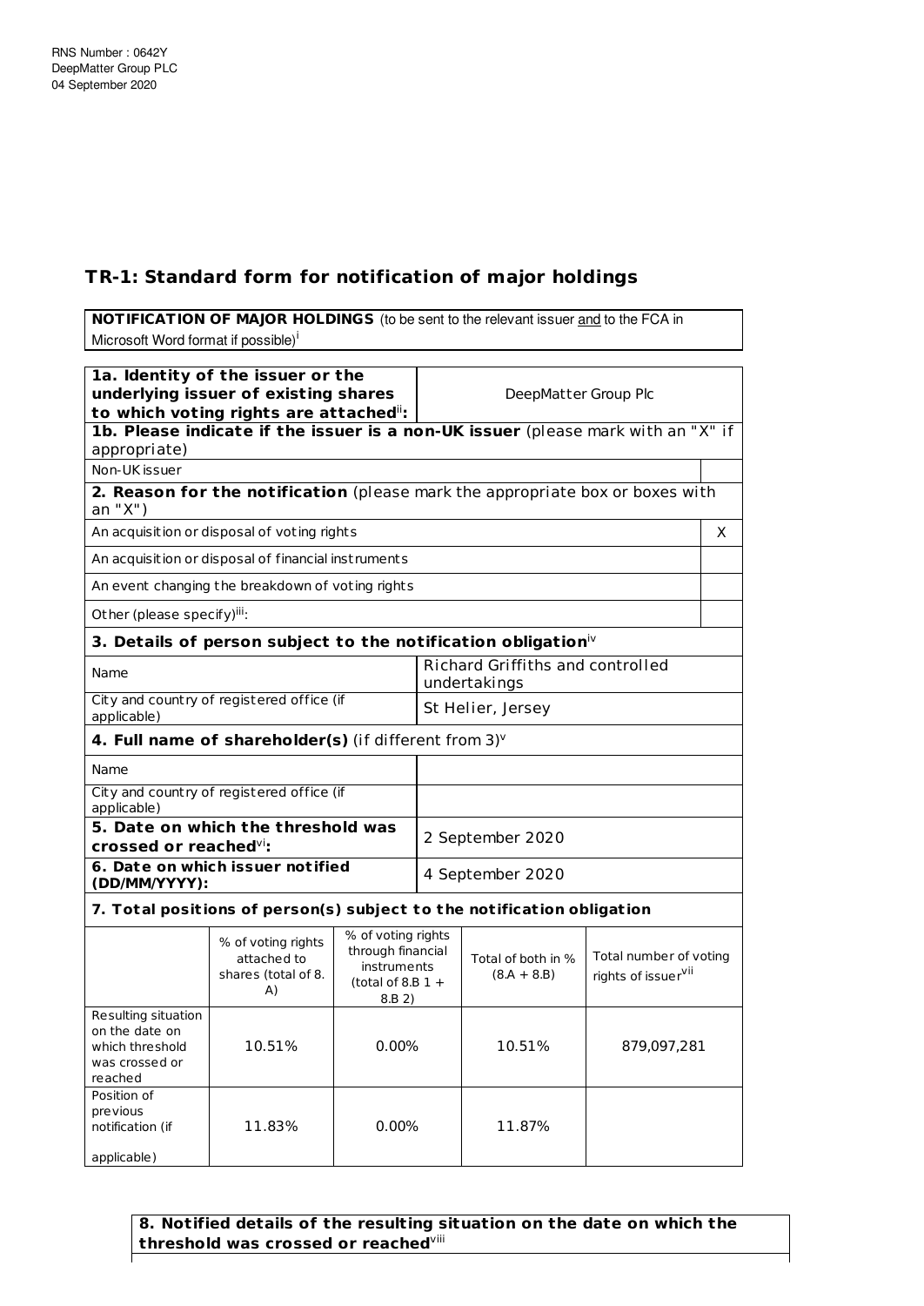RNS Number : 0642Y
DeepMatter Group PLC
04 September 2020

## TR-1: Standard form for notification of major holdings

| **NOTIFICATION OF MAJOR HOLDINGS** (to be sent to the relevant issuer and to the FCA in Microsoft Word format if possible)[i] |
|---|

| | |
|---|---|
| **1a. Identity of the issuer or the underlying issuer of existing shares to which voting rights are attached**[ii]**:** | DeepMatter Group Plc |

| **1b. Please indicate if the issuer is a non-UK issuer** (please mark with an "X" if appropriate) | |
|---|---|
| Non-UK issuer | |

| **2. Reason for the notification** (please mark the appropriate box or boxes with an "X") | |
|---|---|
| An acquisition or disposal of voting rights | X |
| An acquisition or disposal of financial instruments | |
| An event changing the breakdown of voting rights | |
| Other (please specify)[iii]: | |

| **3. Details of person subject to the notification obligation**[iv] | |
|---|---|
| Name | Richard Griffiths and controlled undertakings |
| City and country of registered office (if applicable) | St Helier, Jersey |

| **4. Full name of shareholder(s)** (if different from 3)[v] | |
|---|---|
| Name | |
| City and country of registered office (if applicable) | |
| **5. Date on which the threshold was crossed or reached**[vi]**:** | 2 September 2020 |
| **6. Date on which issuer notified (DD/MM/YYYY):** | 4 September 2020 |

**7. Total positions of person(s) subject to the notification obligation**

| | % of voting rights attached to shares (total of 8. A) | % of voting rights through financial instruments (total of 8.B 1 + 8.B 2) | Total of both in % (8.A + 8.B) | Total number of voting rights of issuer[vii] |
|---|---|---|---|---|
| Resulting situation on the date on which threshold was crossed or reached | 10.51% | 0.00% | 10.51% | 879,097,281 |
| Position of previous notification (if applicable) | 11.83% | 0.00% | 11.87% | |

**8. Notified details of the resulting situation on the date on which the threshold was crossed or reached**[viii]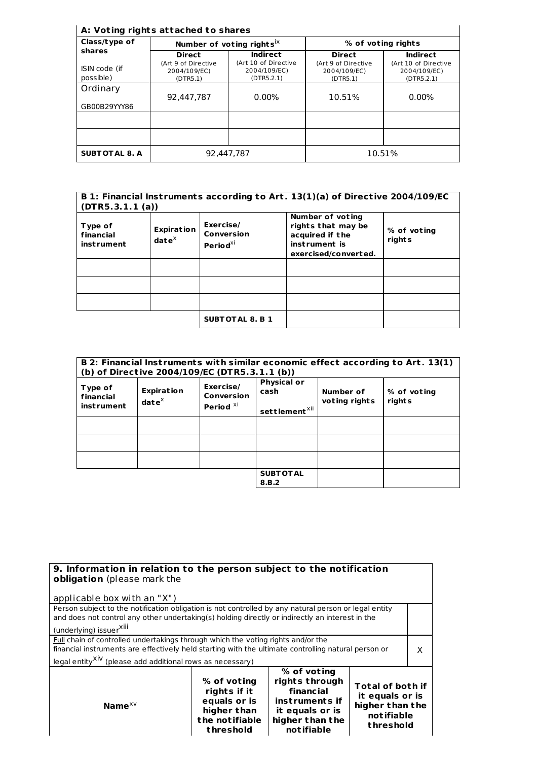**A: Voting rights attached to shares**

| Class/type of shares<br>ISIN code (if possible) | Number of voting rights[ix] | | % of voting rights | |
|---|---|---|---|---|
| | **Direct**<br>(Art 9 of Directive 2004/109/EC) (DTR5.1) | **Indirect**<br>(Art 10 of Directive 2004/109/EC) (DTR5.2.1) | **Direct**<br>(Art 9 of Directive 2004/109/EC) (DTR5.1) | **Indirect**<br>(Art 10 of Directive 2004/109/EC) (DTR5.2.1) |
| Ordinary<br>GB00B29YYY86 | 92,447,787 | 0.00% | 10.51% | 0.00% |
| | | | | |
| | | | | |
| **SUBTOTAL 8. A** | 92,447,787 | | 10.51% | |

**B 1: Financial Instruments according to Art. 13(1)(a) of Directive 2004/109/EC (DTR5.3.1.1 (a))**

| Type of financial instrument | Expiration date[x] | Exercise/ Conversion Period[xi] | Number of voting rights that may be acquired if the instrument is exercised/converted. | % of voting rights |
|---|---|---|---|---|
| | | | | |
| | | | | |
| | | | | |
| | | **SUBTOTAL 8. B 1** | | |

**B 2: Financial Instruments with similar economic effect according to Art. 13(1) (b) of Directive 2004/109/EC (DTR5.3.1.1 (b))**

| Type of financial instrument | Expiration date[x] | Exercise/ Conversion Period [xi] | Physical or cash settlement[xii] | Number of voting rights | % of voting rights |
|---|---|---|---|---|---|
| | | | | | |
| | | | | | |
| | | | | | |
| | | | **SUBTOTAL 8.B.2** | | |

**9. Information in relation to the person subject to the notification obligation** (please mark the applicable box with an "X")

| | |
|---|---|
| Person subject to the notification obligation is not controlled by any natural person or legal entity and does not control any other undertaking(s) holding directly or indirectly an interest in the (underlying) issuer[xiii] | |
| <u>Full</u> chain of controlled undertakings through which the voting rights and/or the financial instruments are effectively held starting with the ultimate controlling natural person or legal entity[xiv] (please add additional rows as necessary) | X |

| **Name**[xv] | **% of voting rights if it equals or is higher than the notifiable threshold** | **% of voting rights through financial instruments if it equals or is higher than the notifiable** | **Total of both if it equals or is higher than the notifiable threshold** |
|---|---|---|---|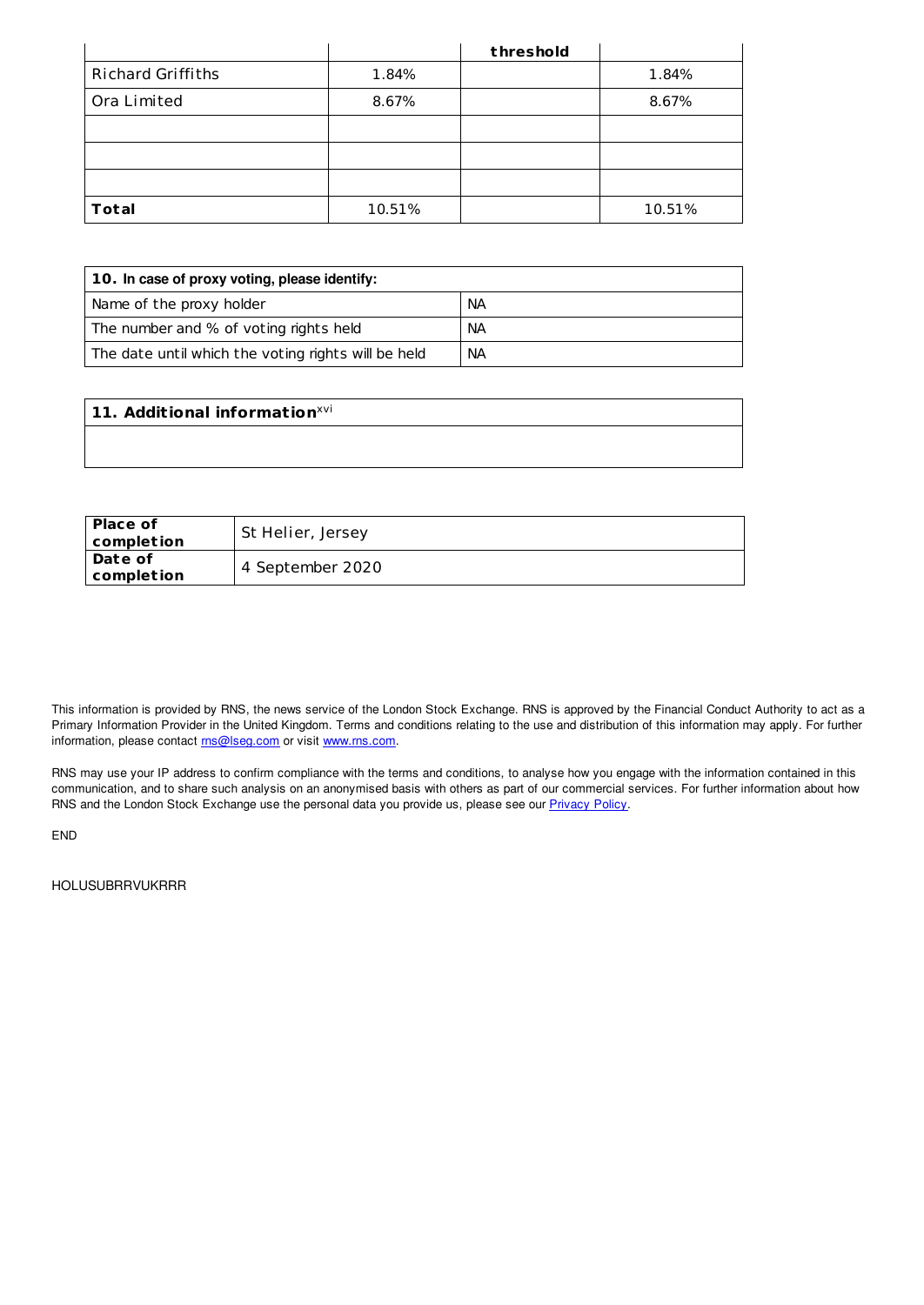| | | threshold | |
|---|---|---|---|
| Richard Griffiths | 1.84% | | 1.84% |
| Ora Limited | 8.67% | | 8.67% |
| | | | |
| | | | |
| | | | |
| **Total** | 10.51% | | 10.51% |

| **10. In case of proxy voting, please identify:** | |
|---|---|
| Name of the proxy holder | NA |
| The number and % of voting rights held | NA |
| The date until which the voting rights will be held | NA |

| **11. Additional information**[xvi] |
|---|
| |

| | |
|---|---|
| **Place of completion** | St Helier, Jersey |
| **Date of completion** | 4 September 2020 |

This information is provided by RNS, the news service of the London Stock Exchange. RNS is approved by the Financial Conduct Authority to act as a Primary Information Provider in the United Kingdom. Terms and conditions relating to the use and distribution of this information may apply. For further information, please contact rns@lseg.com or visit www.rns.com.

RNS may use your IP address to confirm compliance with the terms and conditions, to analyse how you engage with the information contained in this communication, and to share such analysis on an anonymised basis with others as part of our commercial services. For further information about how RNS and the London Stock Exchange use the personal data you provide us, please see our Privacy Policy.

END

HOLUSUBRRVUKRRR